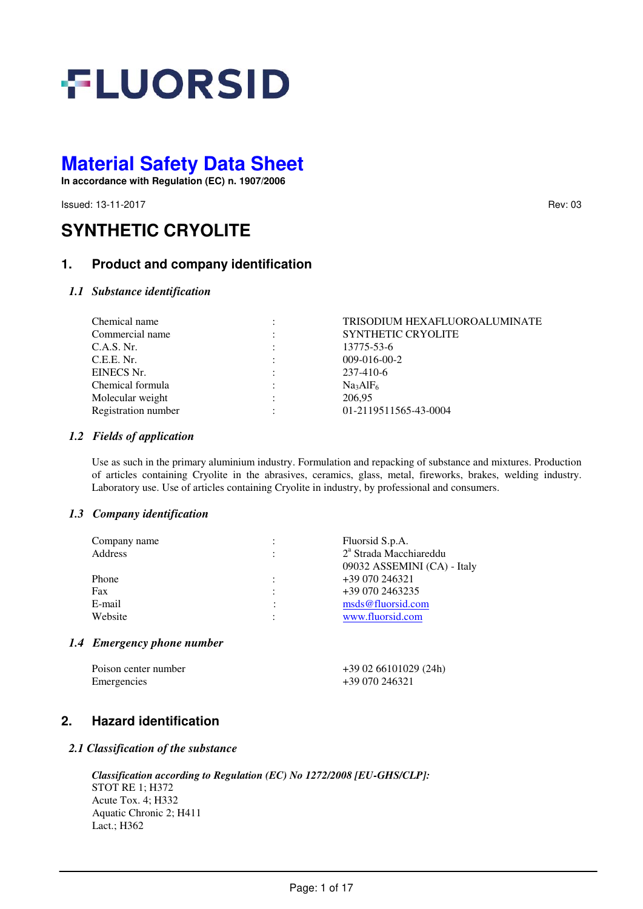# FLUORSID

## Material Safety Data Sheet

**In accordance with Regulation (EC) n. 1907/2006**

Issued: 13-11-2017 Rev: 03

# SYNTHETIC CRYOLITE

## 1. Product and company identification

### *1.1 Substance identification*

| | | |
|---|---|---|
| Chemical name | : | TRISODIUM HEXAFLUOROALUMINATE |
| Commercial name | : | SYNTHETIC CRYOLITE |
| C.A.S. Nr. | : | 13775-53-6 |
| C.E.E. Nr. | : | 009-016-00-2 |
| EINECS Nr. | : | 237-410-6 |
| Chemical formula | : | $Na_3AlF_6$ |
| Molecular weight | : | 206,95 |
| Registration number | : | 01-2119511565-43-0004 |

### *1.2 Fields of application*

Use as such in the primary aluminium industry. Formulation and repacking of substance and mixtures. Production of articles containing Cryolite in the abrasives, ceramics, glass, metal, fireworks, brakes, welding industry. Laboratory use. Use of articles containing Cryolite in industry, by professional and consumers.

### *1.3 Company identification*

| | | |
|---|---|---|
| Company name | : | Fluorsid S.p.A. |
| Address | : | 2ª Strada Macchiareddu<br>09032 ASSEMINI (CA) - Italy |
| Phone | : | +39 070 246321 |
| Fax | : | +39 070 2463235 |
| E-mail | : | msds@fluorsid.com |
| Website | : | www.fluorsid.com |

### *1.4 Emergency phone number*

| | |
|---|---|
| Poison center number | +39 02 66101029 (24h) |
| Emergencies | +39 070 246321 |

## 2. Hazard identification

### *2.1 Classification of the substance*

***Classification according to Regulation (EC) No 1272/2008 [EU-GHS/CLP]:***

STOT RE 1; H372
Acute Tox. 4; H332
Aquatic Chronic 2; H411
Lact.; H362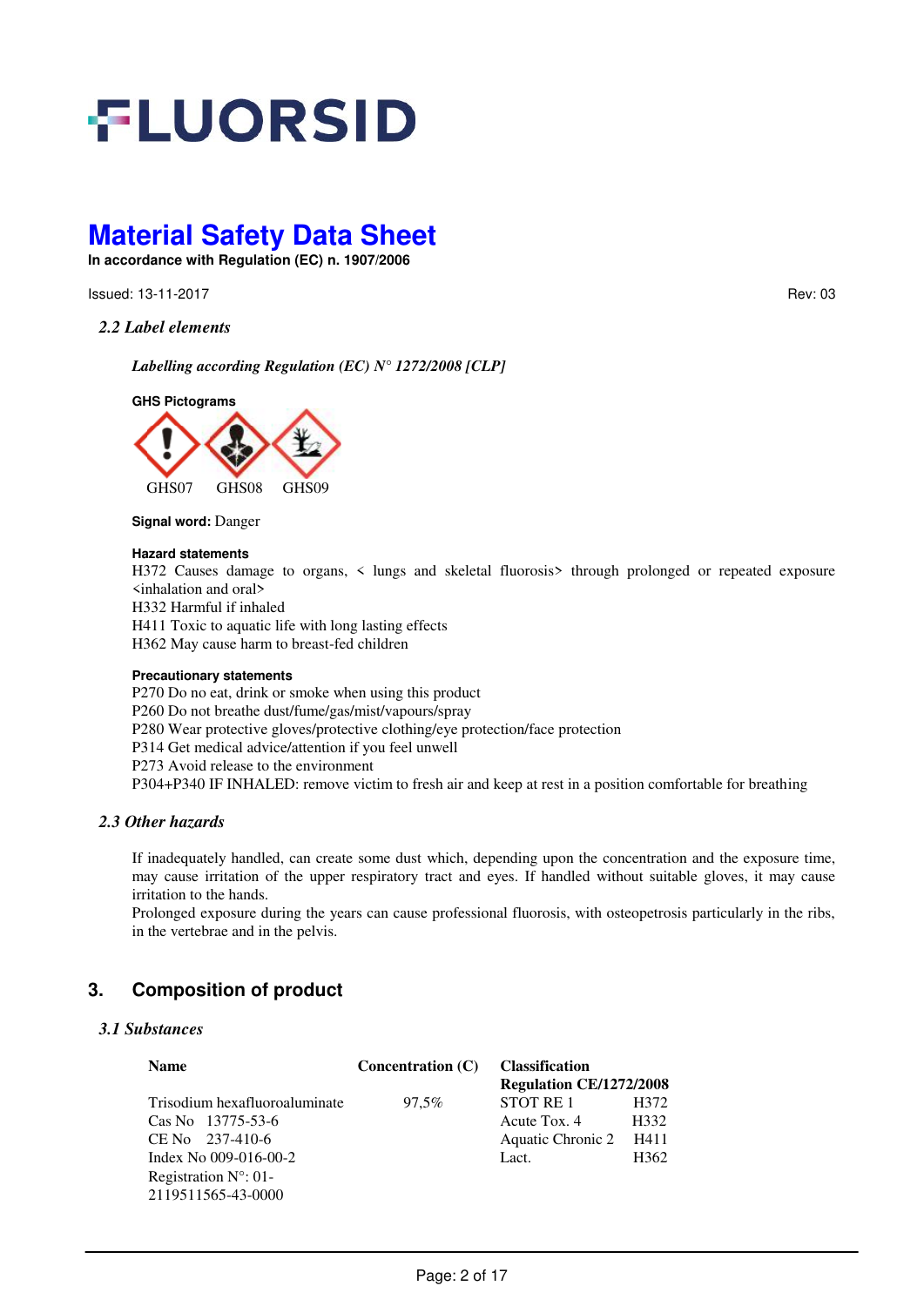### 2.2 Label elements

***Labelling according Regulation (EC) N° 1272/2008 [CLP]***

**GHS Pictograms**

GHS07 GHS08 GHS09

**Signal word:** Danger

**Hazard statements**

H372 Causes damage to organs, < lungs and skeletal fluorosis> through prolonged or repeated exposure <inhalation and oral>
H332 Harmful if inhaled
H411 Toxic to aquatic life with long lasting effects
H362 May cause harm to breast-fed children

**Precautionary statements**

P270 Do no eat, drink or smoke when using this product
P260 Do not breathe dust/fume/gas/mist/vapours/spray
P280 Wear protective gloves/protective clothing/eye protection/face protection
P314 Get medical advice/attention if you feel unwell
P273 Avoid release to the environment
P304+P340 IF INHALED: remove victim to fresh air and keep at rest in a position comfortable for breathing

### 2.3 Other hazards

If inadequately handled, can create some dust which, depending upon the concentration and the exposure time, may cause irritation of the upper respiratory tract and eyes. If handled without suitable gloves, it may cause irritation to the hands.
Prolonged exposure during the years can cause professional fluorosis, with osteopetrosis particularly in the ribs, in the vertebrae and in the pelvis.

## 3. Composition of product

### 3.1 Substances

| Name | Concentration (C) | Classification Regulation CE/1272/2008 | |
|---|---|---|---|
| Trisodium hexafluoroaluminate | 97,5% | STOT RE 1 | H372 |
| Cas No 13775-53-6 | | Acute Tox. 4 | H332 |
| CE No 237-410-6 | | Aquatic Chronic 2 | H411 |
| Index No 009-016-00-2 | | Lact. | H362 |
| Registration N°: 01-2119511565-43-0000 | | | |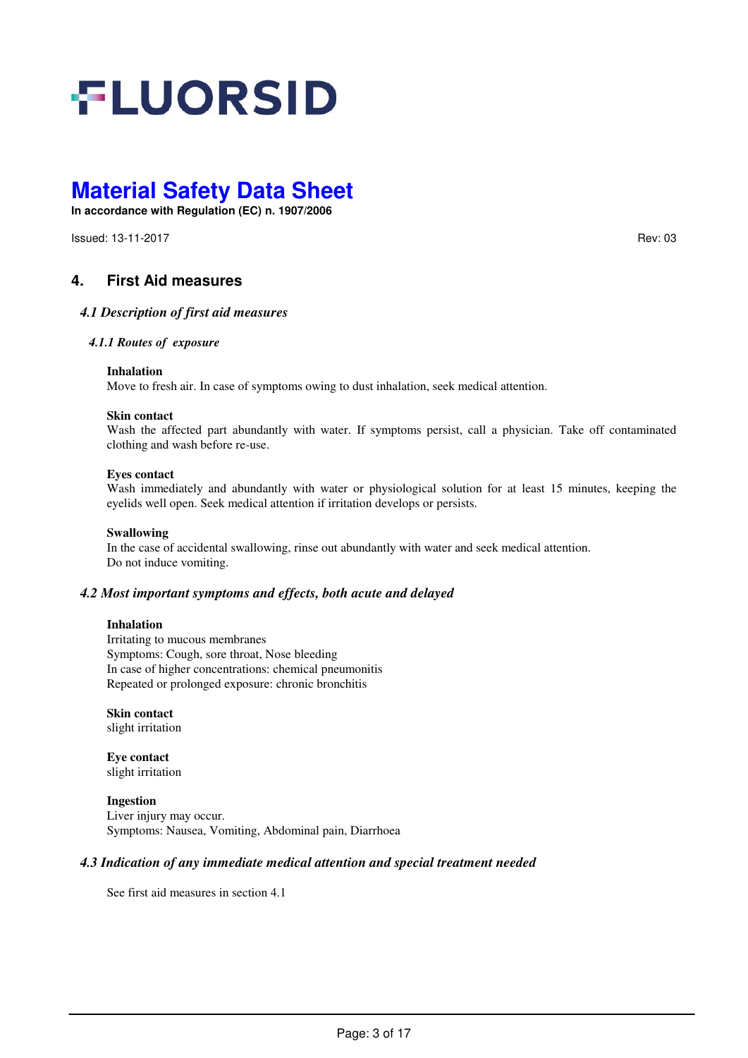## 4. First Aid measures

### *4.1 Description of first aid measures*

#### *4.1.1 Routes of exposure*

**Inhalation**
Move to fresh air. In case of symptoms owing to dust inhalation, seek medical attention.

**Skin contact**
Wash the affected part abundantly with water. If symptoms persist, call a physician. Take off contaminated clothing and wash before re-use.

**Eyes contact**
Wash immediately and abundantly with water or physiological solution for at least 15 minutes, keeping the eyelids well open. Seek medical attention if irritation develops or persists.

**Swallowing**
In the case of accidental swallowing, rinse out abundantly with water and seek medical attention.
Do not induce vomiting.

### *4.2 Most important symptoms and effects, both acute and delayed*

**Inhalation**
Irritating to mucous membranes
Symptoms: Cough, sore throat, Nose bleeding
In case of higher concentrations: chemical pneumonitis
Repeated or prolonged exposure: chronic bronchitis

**Skin contact**
slight irritation

**Eye contact**
slight irritation

**Ingestion**
Liver injury may occur.
Symptoms: Nausea, Vomiting, Abdominal pain, Diarrhoea

### *4.3 Indication of any immediate medical attention and special treatment needed*

See first aid measures in section 4.1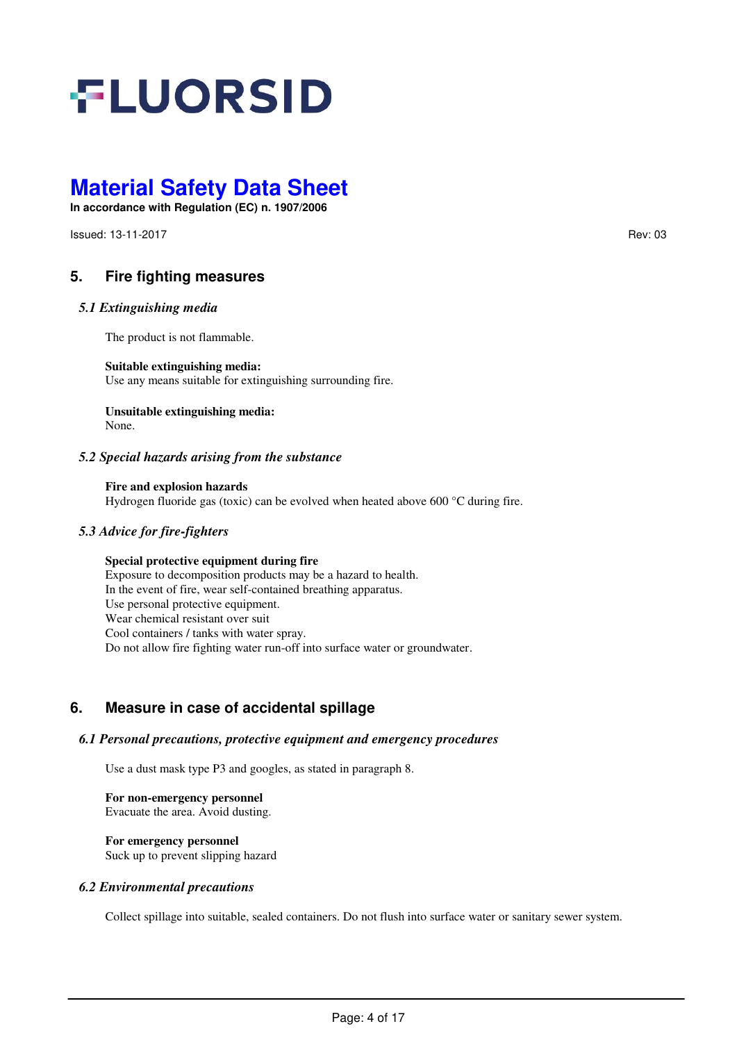## 5. Fire fighting measures

### *5.1 Extinguishing media*

The product is not flammable.

**Suitable extinguishing media:**
Use any means suitable for extinguishing surrounding fire.

**Unsuitable extinguishing media:**
None.

### *5.2 Special hazards arising from the substance*

**Fire and explosion hazards**
Hydrogen fluoride gas (toxic) can be evolved when heated above 600 °C during fire.

### *5.3 Advice for fire-fighters*

**Special protective equipment during fire**
Exposure to decomposition products may be a hazard to health.
In the event of fire, wear self-contained breathing apparatus.
Use personal protective equipment.
Wear chemical resistant over suit
Cool containers / tanks with water spray.
Do not allow fire fighting water run-off into surface water or groundwater.

## 6. Measure in case of accidental spillage

### *6.1 Personal precautions, protective equipment and emergency procedures*

Use a dust mask type P3 and googles, as stated in paragraph 8.

**For non-emergency personnel**
Evacuate the area. Avoid dusting.

**For emergency personnel**
Suck up to prevent slipping hazard

### *6.2 Environmental precautions*

Collect spillage into suitable, sealed containers. Do not flush into surface water or sanitary sewer system.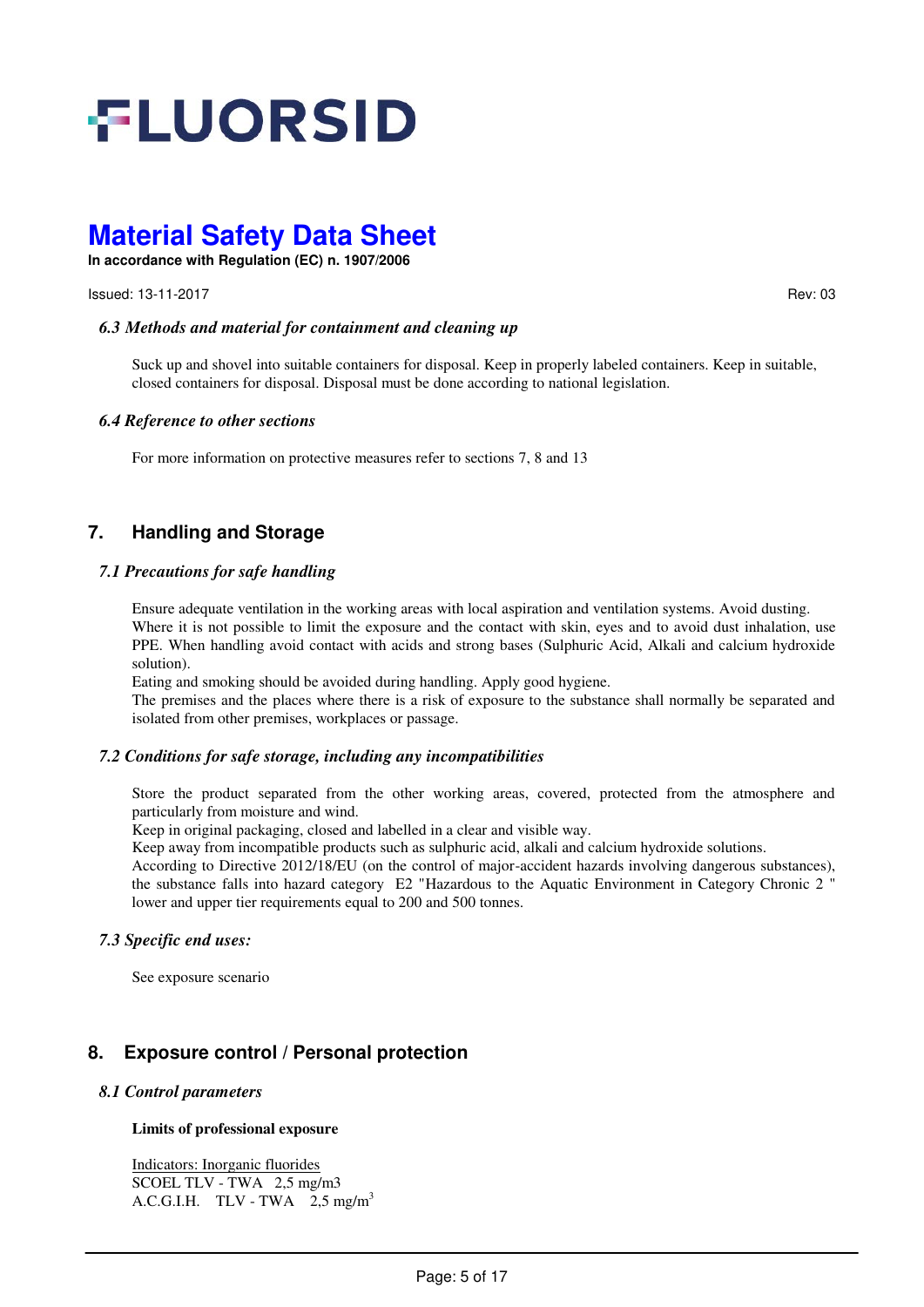### *6.3 Methods and material for containment and cleaning up*

Suck up and shovel into suitable containers for disposal. Keep in properly labeled containers. Keep in suitable, closed containers for disposal. Disposal must be done according to national legislation.

### *6.4 Reference to other sections*

For more information on protective measures refer to sections 7, 8 and 13

## 7. Handling and Storage

### *7.1 Precautions for safe handling*

Ensure adequate ventilation in the working areas with local aspiration and ventilation systems. Avoid dusting. Where it is not possible to limit the exposure and the contact with skin, eyes and to avoid dust inhalation, use PPE. When handling avoid contact with acids and strong bases (Sulphuric Acid, Alkali and calcium hydroxide solution).
Eating and smoking should be avoided during handling. Apply good hygiene.
The premises and the places where there is a risk of exposure to the substance shall normally be separated and isolated from other premises, workplaces or passage.

### *7.2 Conditions for safe storage, including any incompatibilities*

Store the product separated from the other working areas, covered, protected from the atmosphere and particularly from moisture and wind.
Keep in original packaging, closed and labelled in a clear and visible way.
Keep away from incompatible products such as sulphuric acid, alkali and calcium hydroxide solutions.
According to Directive 2012/18/EU (on the control of major-accident hazards involving dangerous substances), the substance falls into hazard category E2 "Hazardous to the Aquatic Environment in Category Chronic 2 " lower and upper tier requirements equal to 200 and 500 tonnes.

### *7.3 Specific end uses:*

See exposure scenario

## 8. Exposure control / Personal protection

### *8.1 Control parameters*

**Limits of professional exposure**

Indicators: Inorganic fluorides
SCOEL TLV - TWA 2,5 mg/m3
A.C.G.I.H. TLV - TWA 2,5 $mg/m^3$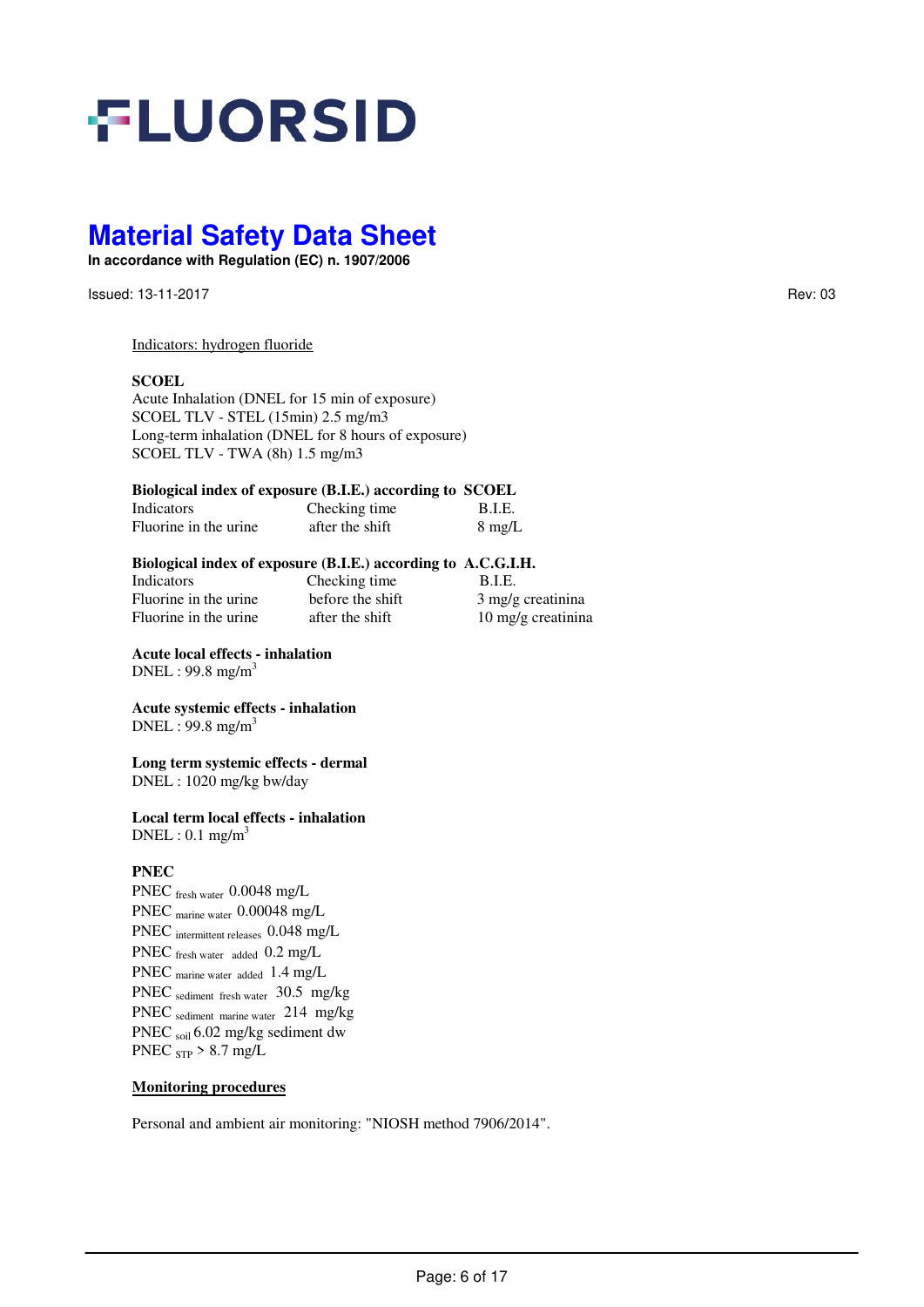Indicators: hydrogen fluoride

**SCOEL**

Acute Inhalation (DNEL for 15 min of exposure)
SCOEL TLV - STEL (15min) 2.5 mg/m3
Long-term inhalation (DNEL for 8 hours of exposure)
SCOEL TLV - TWA (8h) 1.5 mg/m3

**Biological index of exposure (B.I.E.) according to SCOEL**

| Indicators | Checking time | B.I.E. |
|---|---|---|
| Fluorine in the urine | after the shift | 8 mg/L |

**Biological index of exposure (B.I.E.) according to A.C.G.I.H.**

| Indicators | Checking time | B.I.E. |
|---|---|---|
| Fluorine in the urine | before the shift | 3 mg/g creatinina |
| Fluorine in the urine | after the shift | 10 mg/g creatinina |

**Acute local effects - inhalation**
DNEL : 99.8 $mg/m^3$

**Acute systemic effects - inhalation**
DNEL : 99.8 $mg/m^3$

**Long term systemic effects - dermal**
DNEL : 1020 mg/kg bw/day

**Local term local effects - inhalation**
DNEL : 0.1 $mg/m^3$

**PNEC**

$PNEC_{\text{fresh water}}$ 0.0048 mg/L
$PNEC_{\text{marine water}}$ 0.00048 mg/L
$PNEC_{\text{intermittent releases}}$ 0.048 mg/L
$PNEC_{\text{fresh water added}}$ 0.2 mg/L
$PNEC_{\text{marine water added}}$ 1.4 mg/L
$PNEC_{\text{sediment fresh water}}$ 30.5 mg/kg
$PNEC_{\text{sediment marine water}}$ 214 mg/kg
$PNEC_{\text{soil}}$ 6.02 mg/kg sediment dw
$PNEC_{\text{STP}}$ > 8.7 mg/L

**Monitoring procedures**

Personal and ambient air monitoring: "NIOSH method 7906/2014".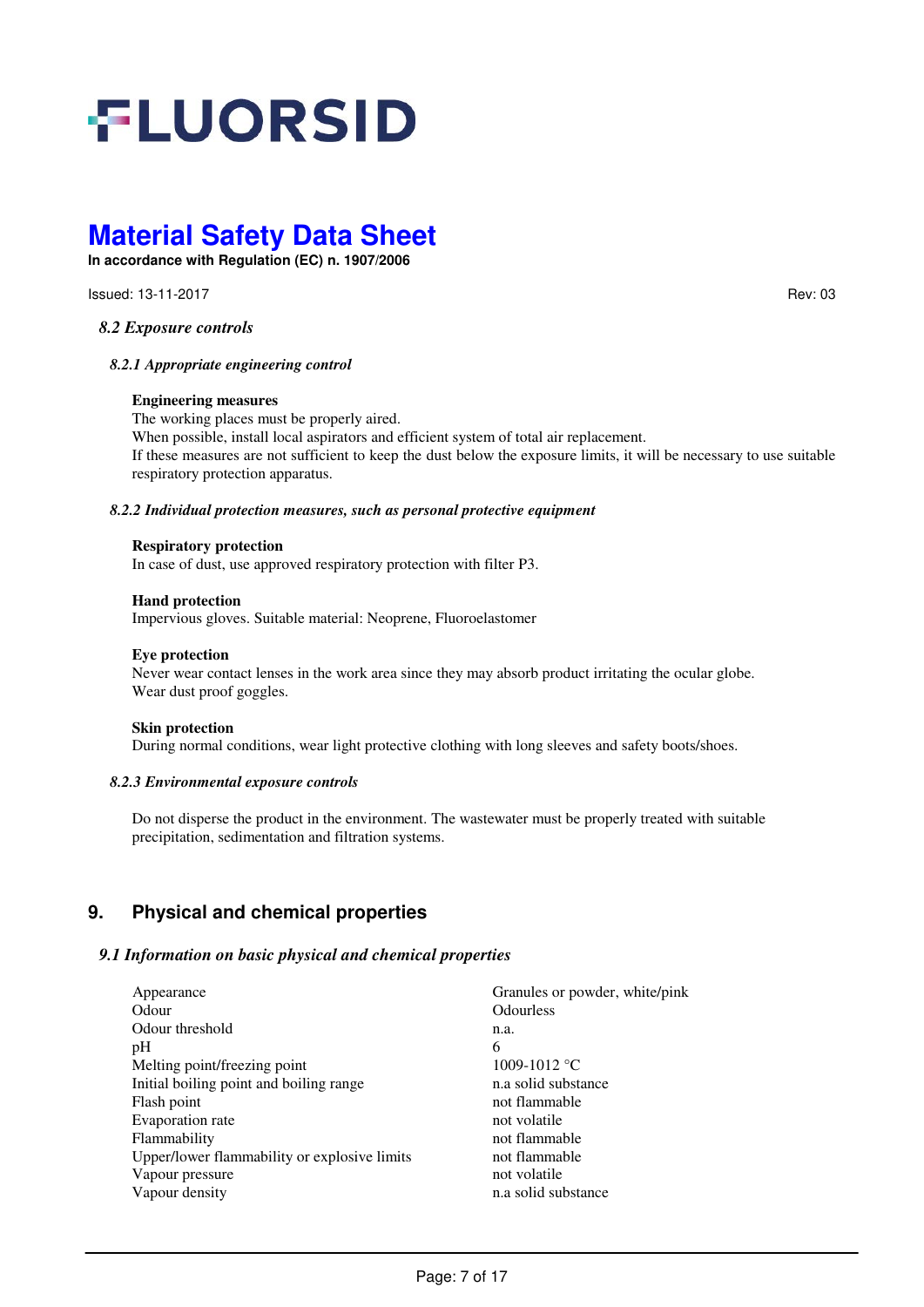### *8.2 Exposure controls*

#### *8.2.1 Appropriate engineering control*

**Engineering measures**
The working places must be properly aired.
When possible, install local aspirators and efficient system of total air replacement.
If these measures are not sufficient to keep the dust below the exposure limits, it will be necessary to use suitable respiratory protection apparatus.

#### *8.2.2 Individual protection measures, such as personal protective equipment*

**Respiratory protection**
In case of dust, use approved respiratory protection with filter P3.

**Hand protection**
Impervious gloves. Suitable material: Neoprene, Fluoroelastomer

**Eye protection**
Never wear contact lenses in the work area since they may absorb product irritating the ocular globe.
Wear dust proof goggles.

**Skin protection**
During normal conditions, wear light protective clothing with long sleeves and safety boots/shoes.

#### *8.2.3 Environmental exposure controls*

Do not disperse the product in the environment. The wastewater must be properly treated with suitable precipitation, sedimentation and filtration systems.

## 9. Physical and chemical properties

### *9.1 Information on basic physical and chemical properties*

| | |
|---|---|
| Appearance | Granules or powder, white/pink |
| Odour | Odourless |
| Odour threshold | n.a. |
| pH | 6 |
| Melting point/freezing point | 1009-1012 °C |
| Initial boiling point and boiling range | n.a solid substance |
| Flash point | not flammable |
| Evaporation rate | not volatile |
| Flammability | not flammable |
| Upper/lower flammability or explosive limits | not flammable |
| Vapour pressure | not volatile |
| Vapour density | n.a solid substance |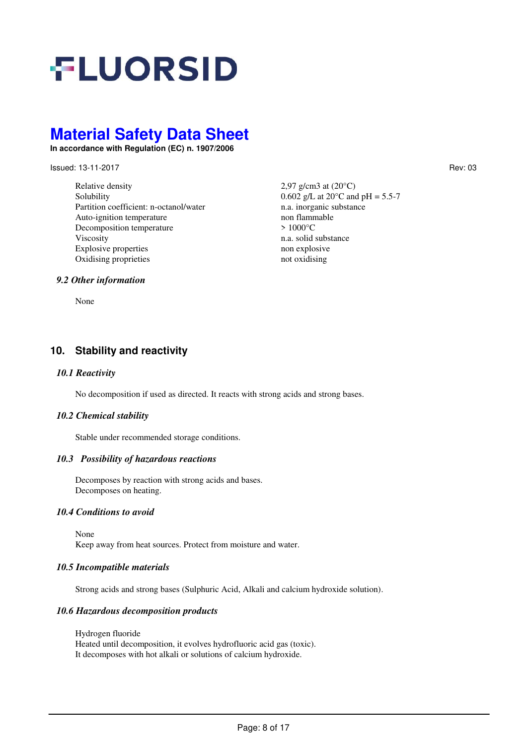| | |
|---|---|
| Relative density | 2,97 g/cm3 at (20°C) |
| Solubility | 0.602 g/L at 20°C and pH = 5.5-7 |
| Partition coefficient: n-octanol/water | n.a. inorganic substance |
| Auto-ignition temperature | non flammable |
| Decomposition temperature | > 1000°C |
| Viscosity | n.a. solid substance |
| Explosive properties | non explosive |
| Oxidising proprieties | not oxidising |

### *9.2 Other information*

None

## 10. Stability and reactivity

### *10.1 Reactivity*

No decomposition if used as directed. It reacts with strong acids and strong bases.

### *10.2 Chemical stability*

Stable under recommended storage conditions.

### *10.3 Possibility of hazardous reactions*

Decomposes by reaction with strong acids and bases.
Decomposes on heating.

### *10.4 Conditions to avoid*

None
Keep away from heat sources. Protect from moisture and water.

### *10.5 Incompatible materials*

Strong acids and strong bases (Sulphuric Acid, Alkali and calcium hydroxide solution).

### *10.6 Hazardous decomposition products*

Hydrogen fluoride
Heated until decomposition, it evolves hydrofluoric acid gas (toxic).
It decomposes with hot alkali or solutions of calcium hydroxide.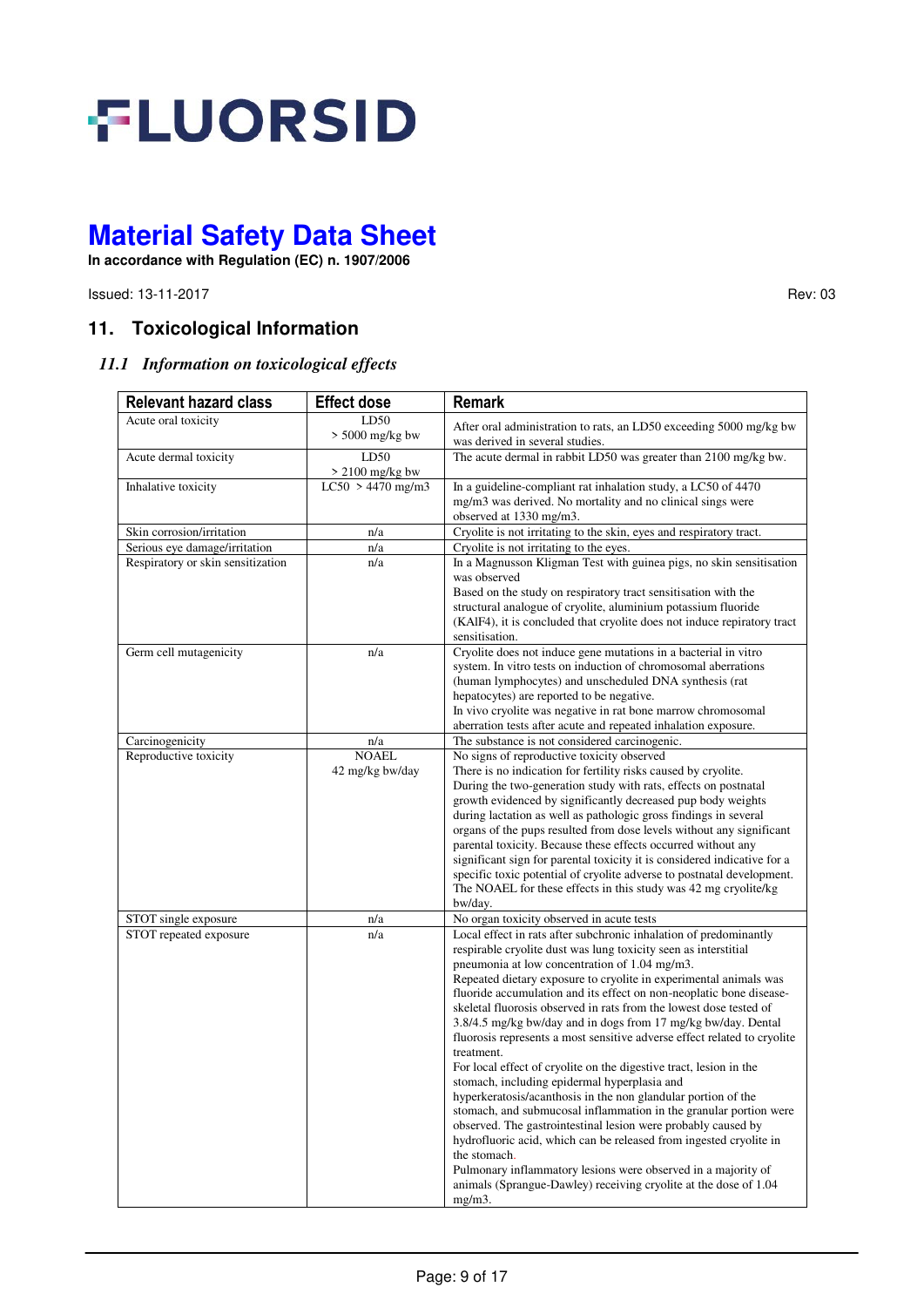# FLUORSID

# Material Safety Data Sheet

**In accordance with Regulation (EC) n. 1907/2006**

Issued: 13-11-2017 Rev: 03

## 11. Toxicological Information

### *11.1 Information on toxicological effects*

| Relevant hazard class | Effect dose | Remark |
|---|---|---|
| Acute oral toxicity | LD50 > 5000 mg/kg bw | After oral administration to rats, an LD50 exceeding 5000 mg/kg bw was derived in several studies. |
| Acute dermal toxicity | LD50 > 2100 mg/kg bw | The acute dermal in rabbit LD50 was greater than 2100 mg/kg bw. |
| Inhalative toxicity | LC50 > 4470 mg/m3 | In a guideline-compliant rat inhalation study, a LC50 of 4470 mg/m3 was derived. No mortality and no clinical sings were observed at 1330 mg/m3. |
| Skin corrosion/irritation | n/a | Cryolite is not irritating to the skin, eyes and respiratory tract. |
| Serious eye damage/irritation | n/a | Cryolite is not irritating to the eyes. |
| Respiratory or skin sensitization | n/a | In a Magnusson Kligman Test with guinea pigs, no skin sensitisation was observed<br>Based on the study on respiratory tract sensitisation with the structural analogue of cryolite, aluminium potassium fluoride (KAlF4), it is concluded that cryolite does not induce repiratory tract sensitisation. |
| Germ cell mutagenicity | n/a | Cryolite does not induce gene mutations in a bacterial in vitro system. In vitro tests on induction of chromosomal aberrations (human lymphocytes) and unscheduled DNA synthesis (rat hepatocytes) are reported to be negative.<br>In vivo cryolite was negative in rat bone marrow chromosomal aberration tests after acute and repeated inhalation exposure. |
| Carcinogenicity | n/a | The substance is not considered carcinogenic. |
| Reproductive toxicity | NOAEL 42 mg/kg bw/day | No signs of reproductive toxicity observed<br>There is no indication for fertility risks caused by cryolite.<br>During the two-generation study with rats, effects on postnatal growth evidenced by significantly decreased pup body weights during lactation as well as pathologic gross findings in several organs of the pups resulted from dose levels without any significant parental toxicity. Because these effects occurred without any significant sign for parental toxicity it is considered indicative for a specific toxic potential of cryolite adverse to postnatal development. The NOAEL for these effects in this study was 42 mg cryolite/kg bw/day. |
| STOT single exposure | n/a | No organ toxicity observed in acute tests |
| STOT repeated exposure | n/a | Local effect in rats after subchronic inhalation of predominantly respirable cryolite dust was lung toxicity seen as interstitial pneumonia at low concentration of 1.04 mg/m3.<br>Repeated dietary exposure to cryolite in experimental animals was fluoride accumulation and its effect on non-neoplastic bone disease-skeletal fluorosis observed in rats from the lowest dose tested of 3.8/4.5 mg/kg bw/day and in dogs from 17 mg/kg bw/day. Dental fluorosis represents a most sensitive adverse effect related to cryolite treatment.<br>For local effect of cryolite on the digestive tract, lesion in the stomach, including epidermal hyperplasia and hyperkeratosis/acanthosis in the non glandular portion of the stomach, and submucosal inflammation in the granular portion were observed. The gastrointestinal lesion were probably caused by hydrofluoric acid, which can be released from ingested cryolite in the stomach.<br>Pulmonary inflammatory lesions were observed in a majority of animals (Sprangue-Dawley) receiving cryolite at the dose of 1.04 mg/m3. |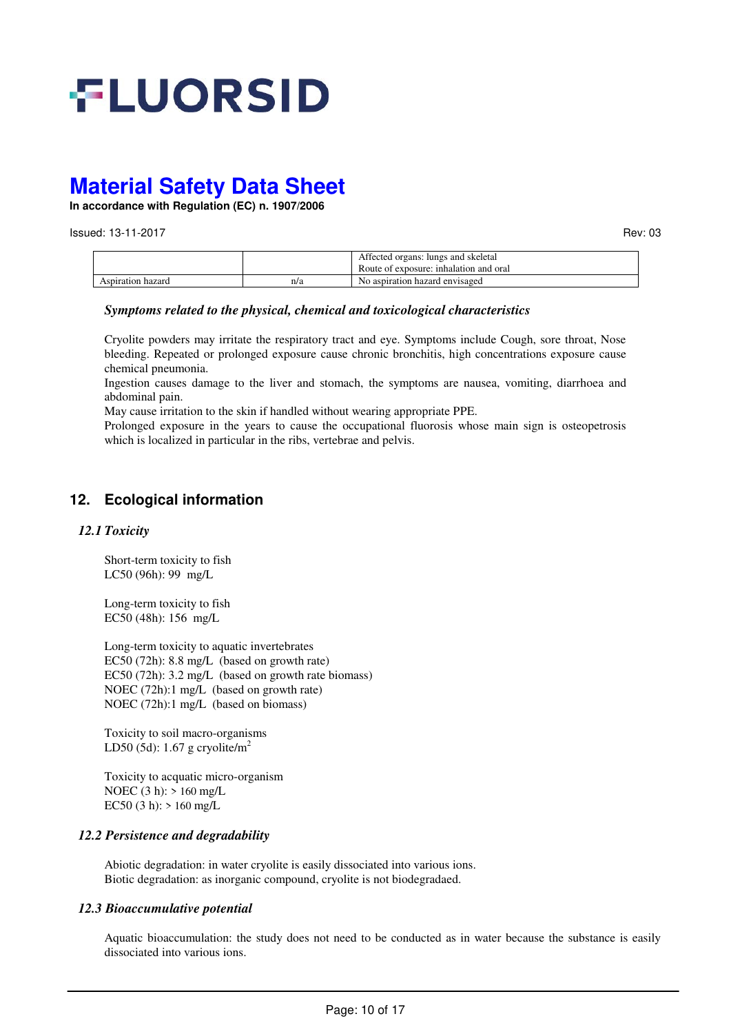| | | |
|---|---|---|
| | | Affected organs: lungs and skeletal<br>Route of exposure: inhalation and oral |
| Aspiration hazard | n/a | No aspiration hazard envisaged |

***Symptoms related to the physical, chemical and toxicological characteristics***

Cryolite powders may irritate the respiratory tract and eye. Symptoms include Cough, sore throat, Nose bleeding. Repeated or prolonged exposure cause chronic bronchitis, high concentrations exposure cause chemical pneumonia.
Ingestion causes damage to the liver and stomach, the symptoms are nausea, vomiting, diarrhoea and abdominal pain.
May cause irritation to the skin if handled without wearing appropriate PPE.
Prolonged exposure in the years to cause the occupational fluorosis whose main sign is osteopetrosis which is localized in particular in the ribs, vertebrae and pelvis.

## 12. Ecological information

### *12.1 Toxicity*

Short-term toxicity to fish
LC50 (96h): 99 mg/L

Long-term toxicity to fish
EC50 (48h): 156 mg/L

Long-term toxicity to aquatic invertebrates
EC50 (72h): 8.8 mg/L (based on growth rate)
EC50 (72h): 3.2 mg/L (based on growth rate biomass)
NOEC (72h):1 mg/L (based on growth rate)
NOEC (72h):1 mg/L (based on biomass)

Toxicity to soil macro-organisms
LD50 (5d): 1.67 g cryolite/$m^2$

Toxicity to acquatic micro-organism
NOEC (3 h): > 160 mg/L
EC50 (3 h): > 160 mg/L

### *12.2 Persistence and degradability*

Abiotic degradation: in water cryolite is easily dissociated into various ions.
Biotic degradation: as inorganic compound, cryolite is not biodegradaed.

### *12.3 Bioaccumulative potential*

Aquatic bioaccumulation: the study does not need to be conducted as in water because the substance is easily dissociated into various ions.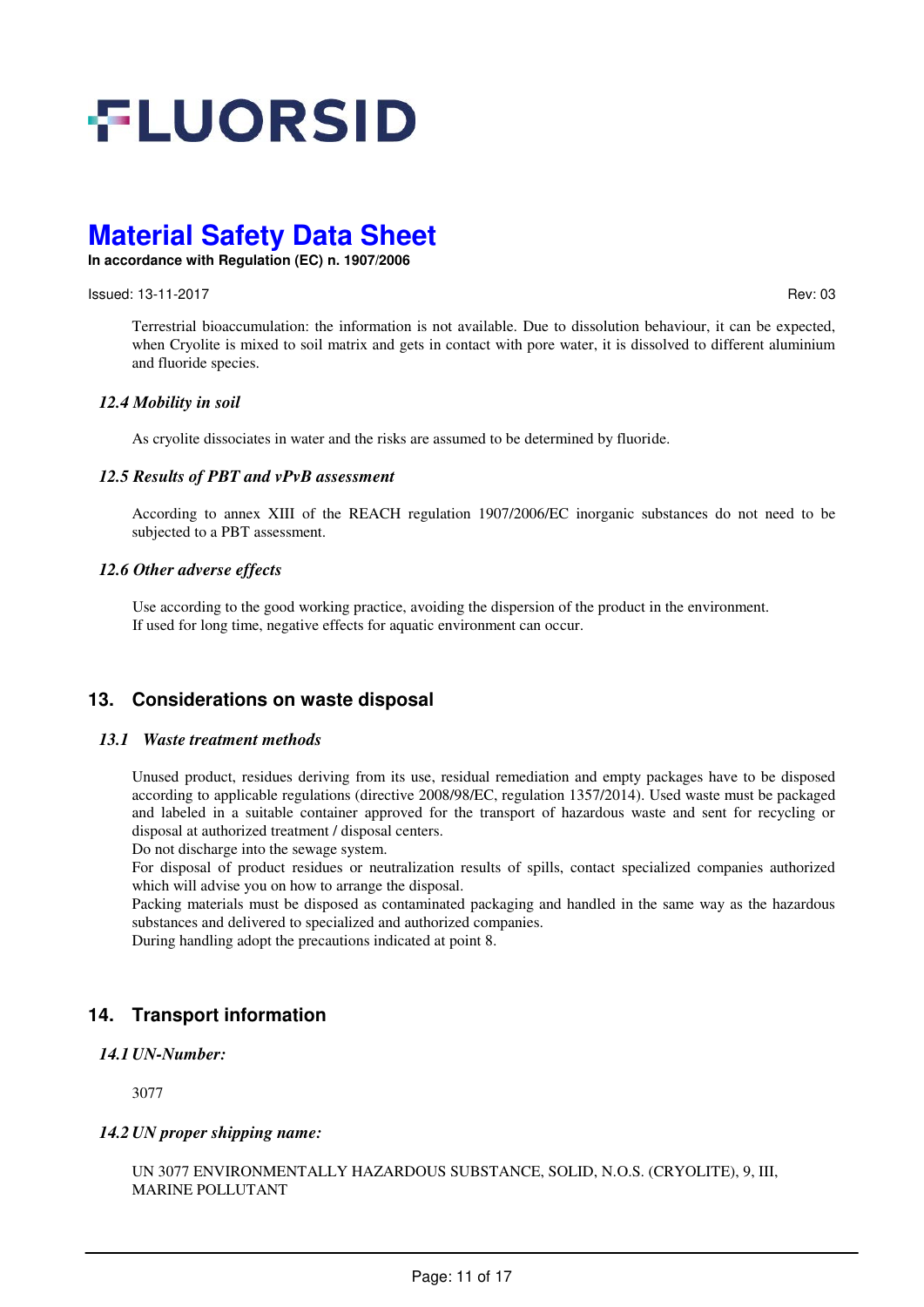Terrestrial bioaccumulation: the information is not available. Due to dissolution behaviour, it can be expected, when Cryolite is mixed to soil matrix and gets in contact with pore water, it is dissolved to different aluminium and fluoride species.

### *12.4 Mobility in soil*

As cryolite dissociates in water and the risks are assumed to be determined by fluoride.

### *12.5 Results of PBT and vPvB assessment*

According to annex XIII of the REACH regulation 1907/2006/EC inorganic substances do not need to be subjected to a PBT assessment.

### *12.6 Other adverse effects*

Use according to the good working practice, avoiding the dispersion of the product in the environment.
If used for long time, negative effects for aquatic environment can occur.

## 13. Considerations on waste disposal

### *13.1 Waste treatment methods*

Unused product, residues deriving from its use, residual remediation and empty packages have to be disposed according to applicable regulations (directive 2008/98/EC, regulation 1357/2014). Used waste must be packaged and labeled in a suitable container approved for the transport of hazardous waste and sent for recycling or disposal at authorized treatment / disposal centers.
Do not discharge into the sewage system.
For disposal of product residues or neutralization results of spills, contact specialized companies authorized which will advise you on how to arrange the disposal.
Packing materials must be disposed as contaminated packaging and handled in the same way as the hazardous substances and delivered to specialized and authorized companies.
During handling adopt the precautions indicated at point 8.

## 14. Transport information

### *14.1 UN-Number:*

3077

### *14.2 UN proper shipping name:*

UN 3077 ENVIRONMENTALLY HAZARDOUS SUBSTANCE, SOLID, N.O.S. (CRYOLITE), 9, III, MARINE POLLUTANT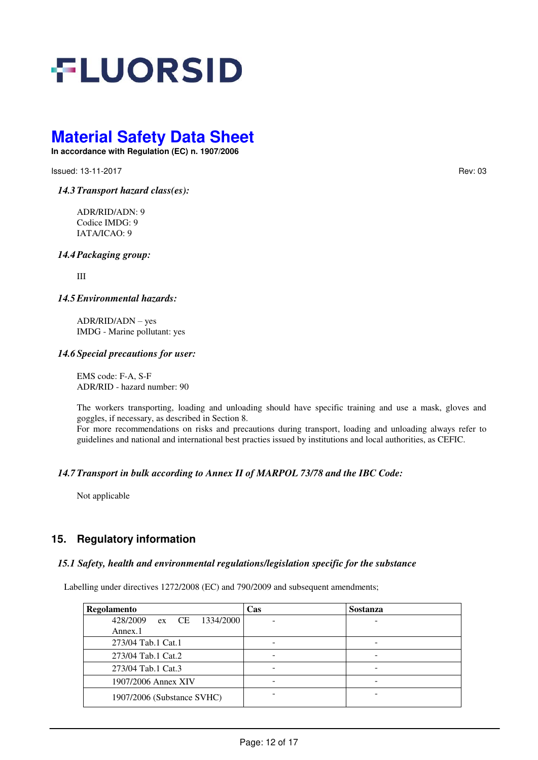### *14.3 Transport hazard class(es):*

ADR/RID/ADN: 9
Codice IMDG: 9
IATA/ICAO: 9

### *14.4 Packaging group:*

III

### *14.5 Environmental hazards:*

ADR/RID/ADN – yes
IMDG - Marine pollutant: yes

### *14.6 Special precautions for user:*

EMS code: F-A, S-F
ADR/RID - hazard number: 90

The workers transporting, loading and unloading should have specific training and use a mask, gloves and goggles, if necessary, as described in Section 8.
For more recommendations on risks and precautions during transport, loading and unloading always refer to guidelines and national and international best practies issued by institutions and local authorities, as CEFIC.

### *14.7 Transport in bulk according to Annex II of MARPOL 73/78 and the IBC Code:*

Not applicable

## 15. Regulatory information

### *15.1 Safety, health and environmental regulations/legislation specific for the substance*

Labelling under directives 1272/2008 (EC) and 790/2009 and subsequent amendments;

| Regolamento | Cas | Sostanza |
|---|---|---|
| 428/2009 ex CE 1334/2000 Annex.1 | - | - |
| 273/04 Tab.1 Cat.1 | - | - |
| 273/04 Tab.1 Cat.2 | - | - |
| 273/04 Tab.1 Cat.3 | - | - |
| 1907/2006 Annex XIV | - | - |
| 1907/2006 (Substance SVHC) | - | - |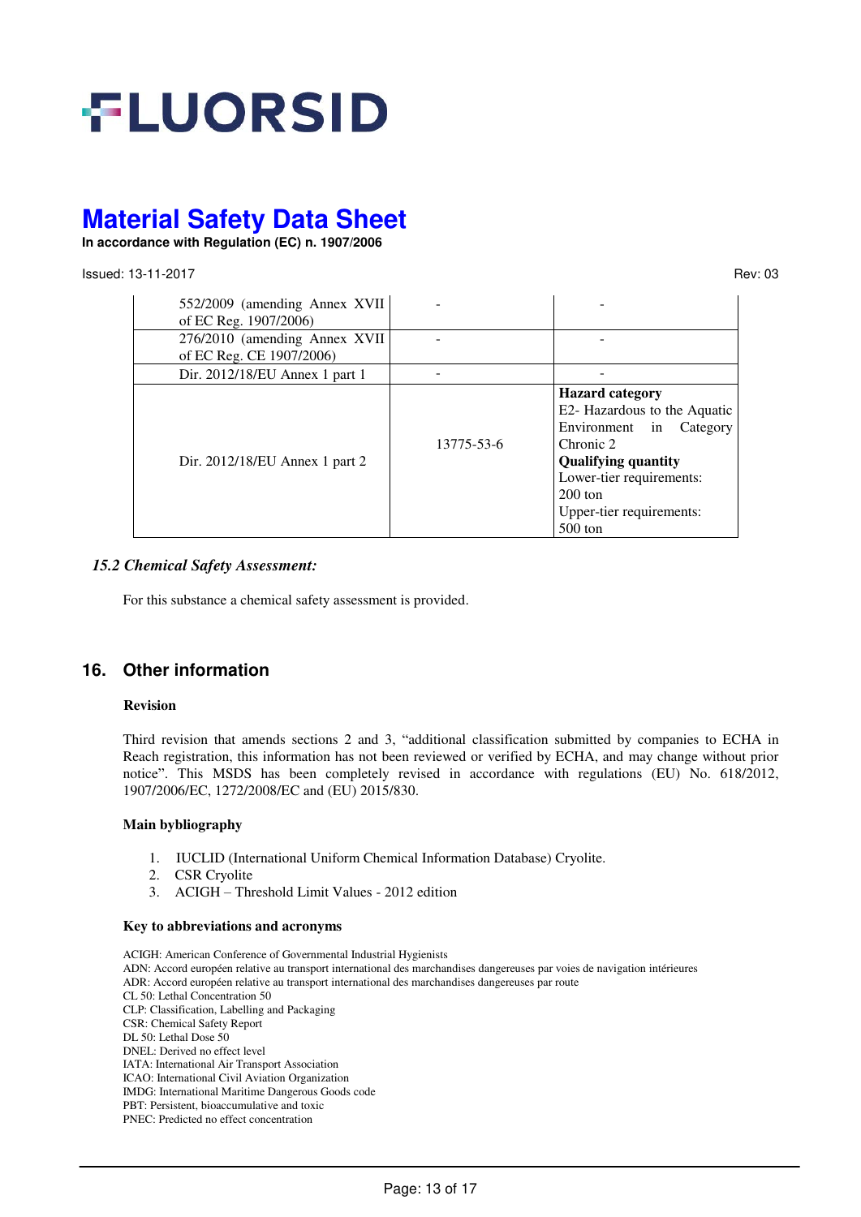| | | |
|---|---|---|
| 552/2009 (amending Annex XVII of EC Reg. 1907/2006) | - | - |
| 276/2010 (amending Annex XVII of EC Reg. CE 1907/2006) | - | - |
| Dir. 2012/18/EU Annex 1 part 1 | - | - |
| Dir. 2012/18/EU Annex 1 part 2 | 13775-53-6 | **Hazard category** E2- Hazardous to the Aquatic Environment in Category Chronic 2 **Qualifying quantity** Lower-tier requirements: 200 ton Upper-tier requirements: 500 ton |

### *15.2 Chemical Safety Assessment:*

For this substance a chemical safety assessment is provided.

## 16. Other information

**Revision**

Third revision that amends sections 2 and 3, "additional classification submitted by companies to ECHA in Reach registration, this information has not been reviewed or verified by ECHA, and may change without prior notice". This MSDS has been completely revised in accordance with regulations (EU) No. 618/2012, 1907/2006/EC, 1272/2008/EC and (EU) 2015/830.

**Main bybliography**

1. IUCLID (International Uniform Chemical Information Database) Cryolite.
2. CSR Cryolite
3. ACIGH – Threshold Limit Values - 2012 edition

**Key to abbreviations and acronyms**

ACIGH: American Conference of Governmental Industrial Hygienists
ADN: Accord européen relative au transport international des marchandises dangereuses par voies de navigation intérieures
ADR: Accord européen relative au transport international des marchandises dangereuses par route
CL 50: Lethal Concentration 50
CLP: Classification, Labelling and Packaging
CSR: Chemical Safety Report
DL 50: Lethal Dose 50
DNEL: Derived no effect level
IATA: International Air Transport Association
ICAO: International Civil Aviation Organization
IMDG: International Maritime Dangerous Goods code
PBT: Persistent, bioaccumulative and toxic
PNEC: Predicted no effect concentration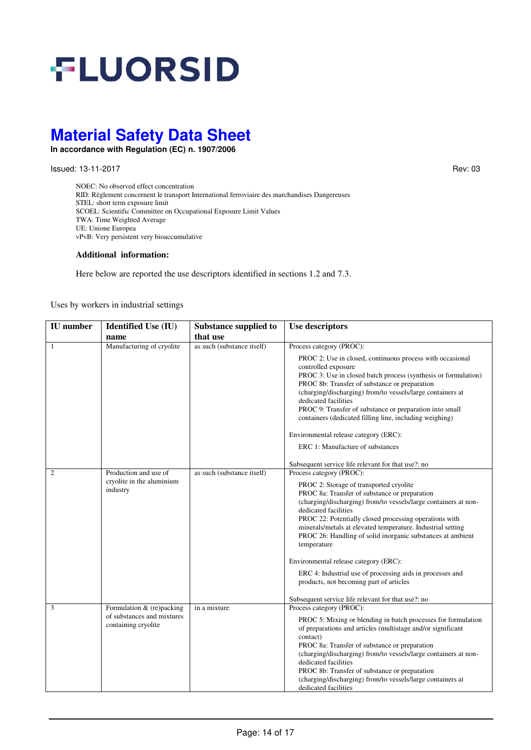NOEC: No observed effect concentration
RID: Règlement concernent le transport International ferroviaire des marchandises Dangereuses
STEL: short term exposure limit
SCOEL: Scientific Committee on Occupational Exposure Limit Values
TWA: Time Weighted Average
UE: Unione Europea
vPvB: Very persistent very bioaccumulative

**Additional information:**

Here below are reported the use descriptors identified in sections 1.2 and 7.3.

Uses by workers in industrial settings

| IU number | Identified Use (IU) name | Substance supplied to that use | Use descriptors |
|---|---|---|---|
| 1 | Manufacturing of cryolite | as such (substance itself) | Process category (PROC):<br>PROC 2: Use in closed, continuous process with occasional controlled exposure<br>PROC 3: Use in closed batch process (synthesis or formulation)<br>PROC 8b: Transfer of substance or preparation (charging/discharging) from/to vessels/large containers at dedicated facilities<br>PROC 9: Transfer of substance or preparation into small containers (dedicated filling line, including weighing)<br>Environmental release category (ERC):<br>ERC 1: Manufacture of substances<br>Subsequent service life relevant for that use?: no |
| 2 | Production and use of cryolite in the aluminium industry | as such (substance itself) | Process category (PROC):<br>PROC 2: Storage of transported cryolite<br>PROC 8a: Transfer of substance or preparation (charging/discharging) from/to vessels/large containers at non-dedicated facilities<br>PROC 22: Potentially closed processing operations with minerals/metals at elevated temperature. Industrial setting<br>PROC 26: Handling of solid inorganic substances at ambient temperature<br>Environmental release category (ERC):<br>ERC 4: Industrial use of processing aids in processes and products, not becoming part of articles<br>Subsequent service life relevant for that use?: no |
| 3 | Formulation & (re)packing of substances and mixtures containing cryolite | in a mixture | Process category (PROC):<br>PROC 5: Mixing or blending in batch processes for formulation of preparations and articles (multistage and/or significant contact)<br>PROC 8a: Transfer of substance or preparation (charging/discharging) from/to vessels/large containers at non-dedicated facilities<br>PROC 8b: Transfer of substance or preparation (charging/discharging) from/to vessels/large containers at dedicated facilities |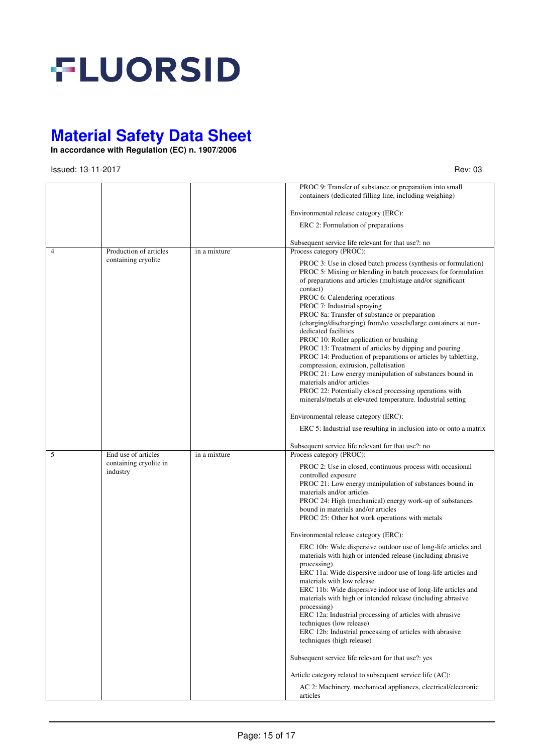| | | | |
|---|---|---|---|
| | | | PROC 9: Transfer of substance or preparation into small containers (dedicated filling line, including weighing)<br><br>Environmental release category (ERC):<br><br>ERC 2: Formulation of preparations<br><br>Subsequent service life relevant for that use?: no |
| 4 | Production of articles containing cryolite | in a mixture | Process category (PROC):<br><br>PROC 3: Use in closed batch process (synthesis or formulation)<br>PROC 5: Mixing or blending in batch processes for formulation of preparations and articles (multistage and/or significant contact)<br>PROC 6: Calendering operations<br>PROC 7: Industrial spraying<br>PROC 8a: Transfer of substance or preparation (charging/discharging) from/to vessels/large containers at non-dedicated facilities<br>PROC 10: Roller application or brushing<br>PROC 13: Treatment of articles by dipping and pouring<br>PROC 14: Production of preparations or articles by tabletting, compression, extrusion, pelletisation<br>PROC 21: Low energy manipulation of substances bound in materials and/or articles<br>PROC 22: Potentially closed processing operations with minerals/metals at elevated temperature. Industrial setting<br><br>Environmental release category (ERC):<br><br>ERC 5: Industrial use resulting in inclusion into or onto a matrix<br><br>Subsequent service life relevant for that use?: no |
| 5 | End use of articles containing cryolite in industry | in a mixture | Process category (PROC):<br><br>PROC 2: Use in closed, continuous process with occasional controlled exposure<br>PROC 21: Low energy manipulation of substances bound in materials and/or articles<br>PROC 24: High (mechanical) energy work-up of substances bound in materials and/or articles<br>PROC 25: Other hot work operations with metals<br><br>Environmental release category (ERC):<br><br>ERC 10b: Wide dispersive outdoor use of long-life articles and materials with high or intended release (including abrasive processing)<br>ERC 11a: Wide dispersive indoor use of long-life articles and materials with low release<br>ERC 11b: Wide dispersive indoor use of long-life articles and materials with high or intended release (including abrasive processing)<br>ERC 12a: Industrial processing of articles with abrasive techniques (low release)<br>ERC 12b: Industrial processing of articles with abrasive techniques (high release)<br><br>Subsequent service life relevant for that use?: yes<br><br>Article category related to subsequent service life (AC):<br><br>AC 2: Machinery, mechanical appliances, electrical/electronic articles |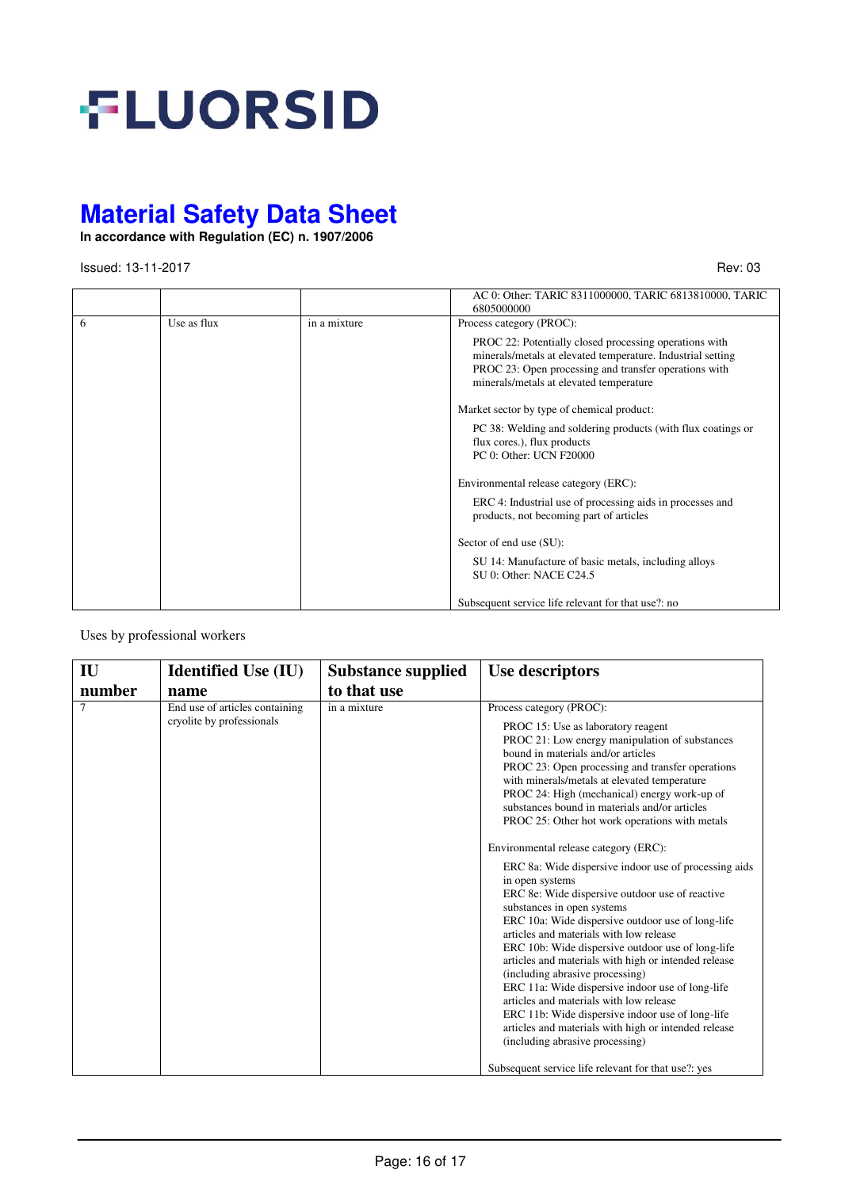| | | | |
|---|---|---|---|
| | | | AC 0: Other: TARIC 8311000000, TARIC 6813810000, TARIC 6805000000 |
| 6 | Use as flux | in a mixture | Process category (PROC):<br><br>PROC 22: Potentially closed processing operations with minerals/metals at elevated temperature. Industrial setting<br>PROC 23: Open processing and transfer operations with minerals/metals at elevated temperature<br><br>Market sector by type of chemical product:<br><br>PC 38: Welding and soldering products (with flux coatings or flux cores.), flux products<br>PC 0: Other: UCN F20000<br><br>Environmental release category (ERC):<br><br>ERC 4: Industrial use of processing aids in processes and products, not becoming part of articles<br><br>Sector of end use (SU):<br><br>SU 14: Manufacture of basic metals, including alloys<br>SU 0: Other: NACE C24.5<br><br>Subsequent service life relevant for that use?: no |

Uses by professional workers

| IU number | Identified Use (IU) name | Substance supplied to that use | Use descriptors |
|---|---|---|---|
| 7 | End use of articles containing cryolite by professionals | in a mixture | Process category (PROC):<br><br>PROC 15: Use as laboratory reagent<br>PROC 21: Low energy manipulation of substances bound in materials and/or articles<br>PROC 23: Open processing and transfer operations with minerals/metals at elevated temperature<br>PROC 24: High (mechanical) energy work-up of substances bound in materials and/or articles<br>PROC 25: Other hot work operations with metals<br><br>Environmental release category (ERC):<br><br>ERC 8a: Wide dispersive indoor use of processing aids in open systems<br>ERC 8e: Wide dispersive outdoor use of reactive substances in open systems<br>ERC 10a: Wide dispersive outdoor use of long-life articles and materials with low release<br>ERC 10b: Wide dispersive outdoor use of long-life articles and materials with high or intended release (including abrasive processing)<br>ERC 11a: Wide dispersive indoor use of long-life articles and materials with low release<br>ERC 11b: Wide dispersive indoor use of long-life articles and materials with high or intended release (including abrasive processing)<br><br>Subsequent service life relevant for that use?: yes |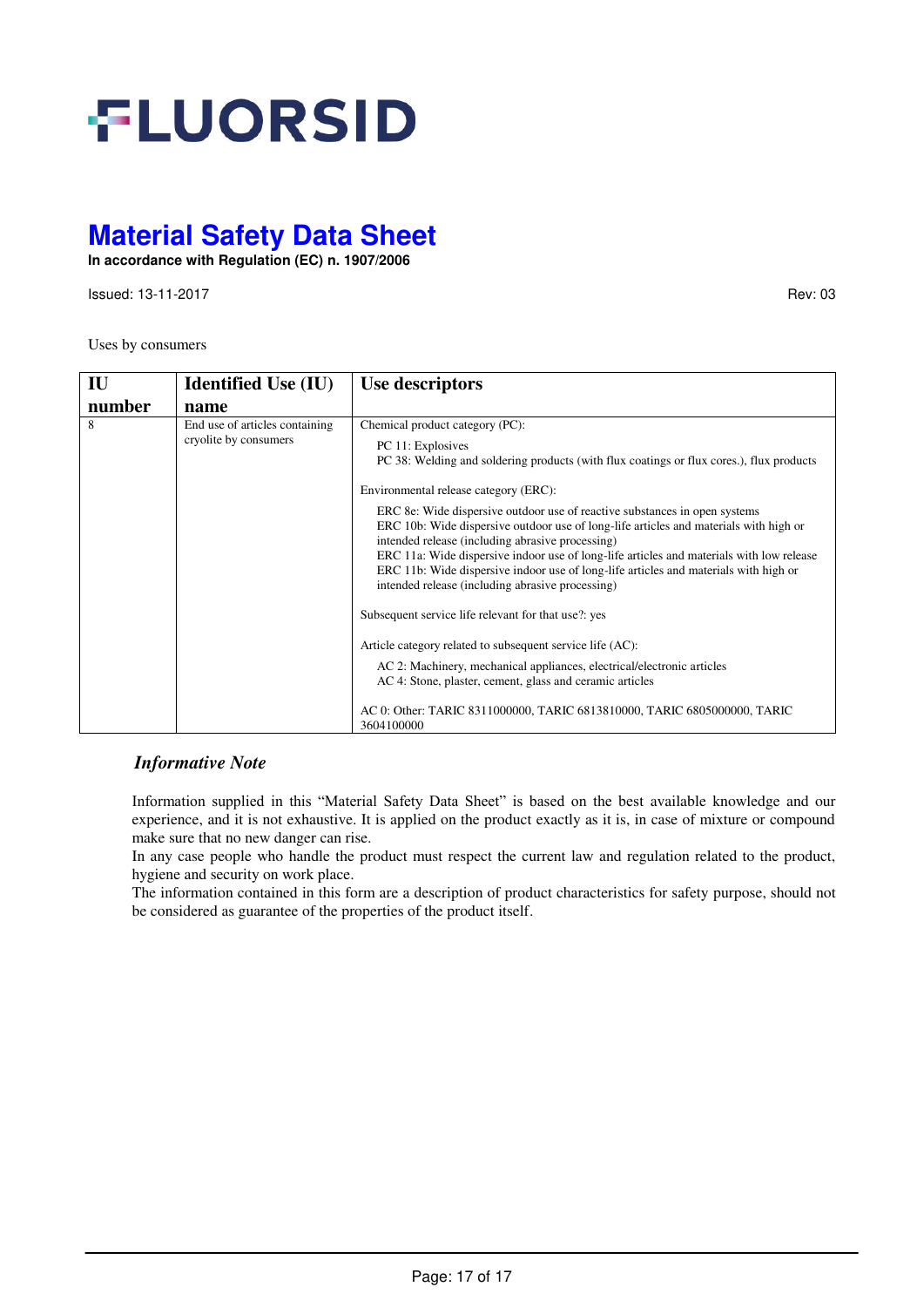Uses by consumers

| IU number | Identified Use (IU) name | Use descriptors |
|---|---|---|
| 8 | End use of articles containing cryolite by consumers | Chemical product category (PC):<br><br>PC 11: Explosives<br>PC 38: Welding and soldering products (with flux coatings or flux cores.), flux products<br><br>Environmental release category (ERC):<br><br>ERC 8e: Wide dispersive outdoor use of reactive substances in open systems<br>ERC 10b: Wide dispersive outdoor use of long-life articles and materials with high or intended release (including abrasive processing)<br>ERC 11a: Wide dispersive indoor use of long-life articles and materials with low release<br>ERC 11b: Wide dispersive indoor use of long-life articles and materials with high or intended release (including abrasive processing)<br><br>Subsequent service life relevant for that use?: yes<br><br>Article category related to subsequent service life (AC):<br><br>AC 2: Machinery, mechanical appliances, electrical/electronic articles<br>AC 4: Stone, plaster, cement, glass and ceramic articles<br><br>AC 0: Other: TARIC 8311000000, TARIC 6813810000, TARIC 6805000000, TARIC 3604100000 |

### *Informative Note*

Information supplied in this "Material Safety Data Sheet" is based on the best available knowledge and our experience, and it is not exhaustive. It is applied on the product exactly as it is, in case of mixture or compound make sure that no new danger can rise.
In any case people who handle the product must respect the current law and regulation related to the product, hygiene and security on work place.
The information contained in this form are a description of product characteristics for safety purpose, should not be considered as guarantee of the properties of the product itself.